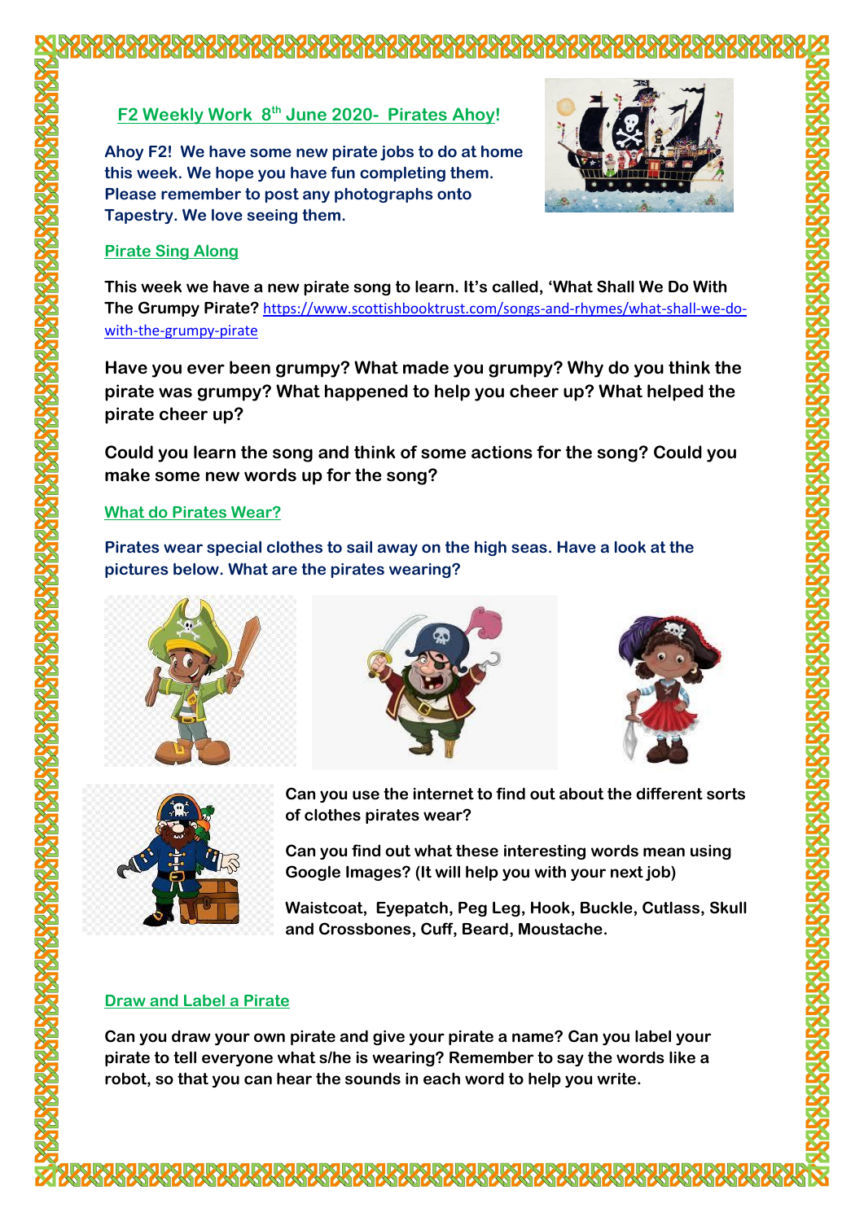## F2 Weekly Work 8th June 2020- Pirates Ahoy!

**Ahoy F2! We have some new pirate jobs to do at home this week. We hope you have fun completing them. Please remember to post any photographs onto Tapestry. We love seeing them.**

### Pirate Sing Along

**This week we have a new pirate song to learn. It's called, 'What Shall We Do With The Grumpy Pirate?** https://www.scottishbooktrust.com/songs-and-rhymes/what-shall-we-do-with-the-grumpy-pirate

**Have you ever been grumpy? What made you grumpy? Why do you think the pirate was grumpy? What happened to help you cheer up? What helped the pirate cheer up?**

**Could you learn the song and think of some actions for the song? Could you make some new words up for the song?**

### What do Pirates Wear?

**Pirates wear special clothes to sail away on the high seas. Have a look at the pictures below. What are the pirates wearing?**

**Can you use the internet to find out about the different sorts of clothes pirates wear?**

**Can you find out what these interesting words mean using Google Images? (It will help you with your next job)**

**Waistcoat, Eyepatch, Peg Leg, Hook, Buckle, Cutlass, Skull and Crossbones, Cuff, Beard, Moustache.**

### Draw and Label a Pirate

**Can you draw your own pirate and give your pirate a name? Can you label your pirate to tell everyone what s/he is wearing? Remember to say the words like a robot, so that you can hear the sounds in each word to help you write.**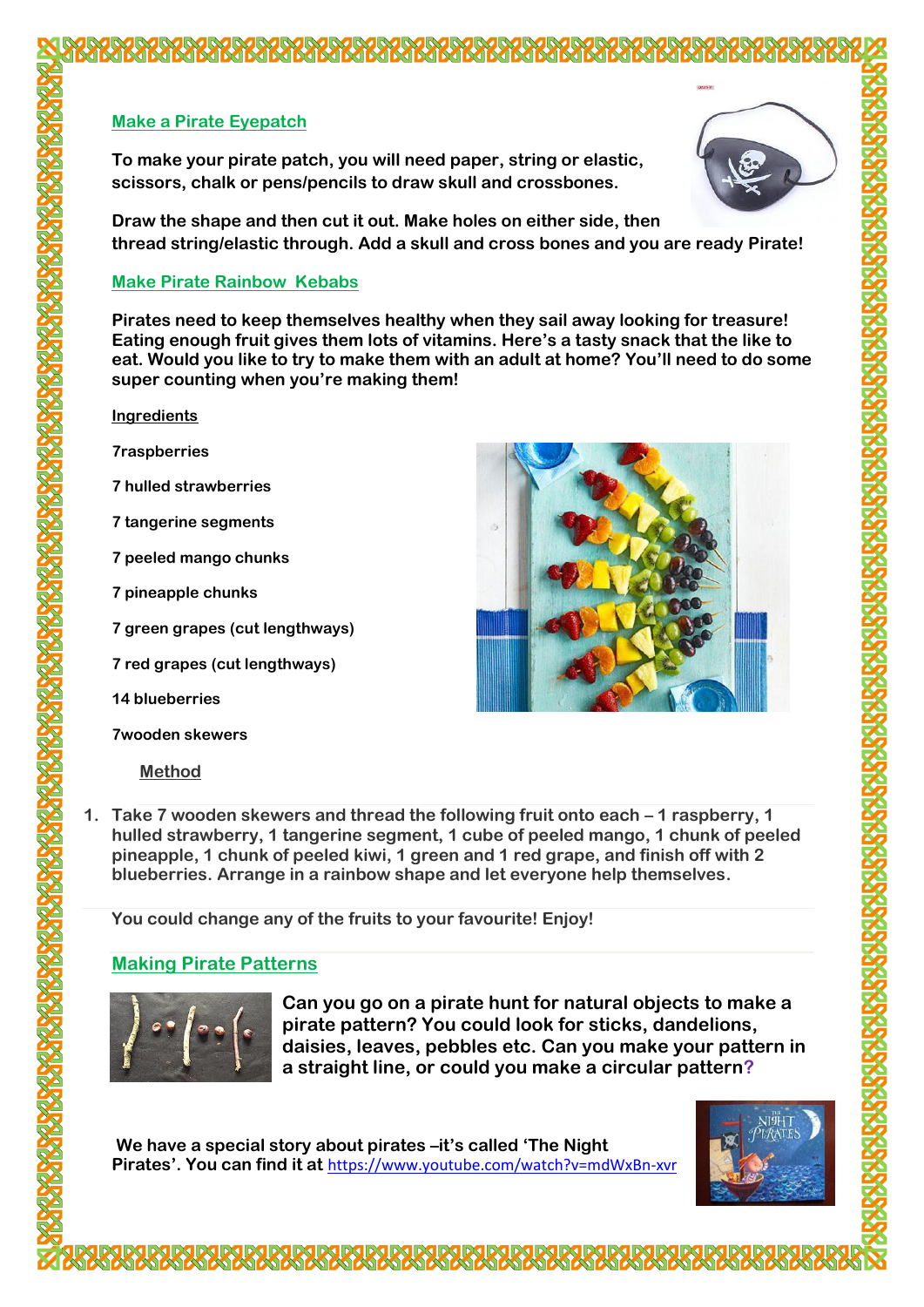## Make a Pirate Eyepatch

**To make your pirate patch, you will need paper, string or elastic, scissors, chalk or pens/pencils to draw skull and crossbones.**

**Draw the shape and then cut it out. Make holes on either side, then thread string/elastic through. Add a skull and cross bones and you are ready Pirate!**

## Make Pirate Rainbow Kebabs

**Pirates need to keep themselves healthy when they sail away looking for treasure! Eating enough fruit gives them lots of vitamins. Here's a tasty snack that the like to eat. Would you like to try to make them with an adult at home? You'll need to do some super counting when you're making them!**

### Ingredients

**7raspberries**

**7 hulled strawberries**

**7 tangerine segments**

**7 peeled mango chunks**

**7 pineapple chunks**

**7 green grapes (cut lengthways)**

**7 red grapes (cut lengthways)**

**14 blueberries**

**7wooden skewers**

### Method

1. **Take 7 wooden skewers and thread the following fruit onto each – 1 raspberry, 1 hulled strawberry, 1 tangerine segment, 1 cube of peeled mango, 1 chunk of peeled pineapple, 1 chunk of peeled kiwi, 1 green and 1 red grape, and finish off with 2 blueberries. Arrange in a rainbow shape and let everyone help themselves.**

**You could change any of the fruits to your favourite! Enjoy!**

## Making Pirate Patterns

**Can you go on a pirate hunt for natural objects to make a pirate pattern? You could look for sticks, dandelions, daisies, leaves, pebbles etc. Can you make your pattern in a straight line, or could you make a circular pattern?**

**We have a special story about pirates –it's called 'The Night Pirates'. You can find it at** https://www.youtube.com/watch?v=mdWxBn-xvr